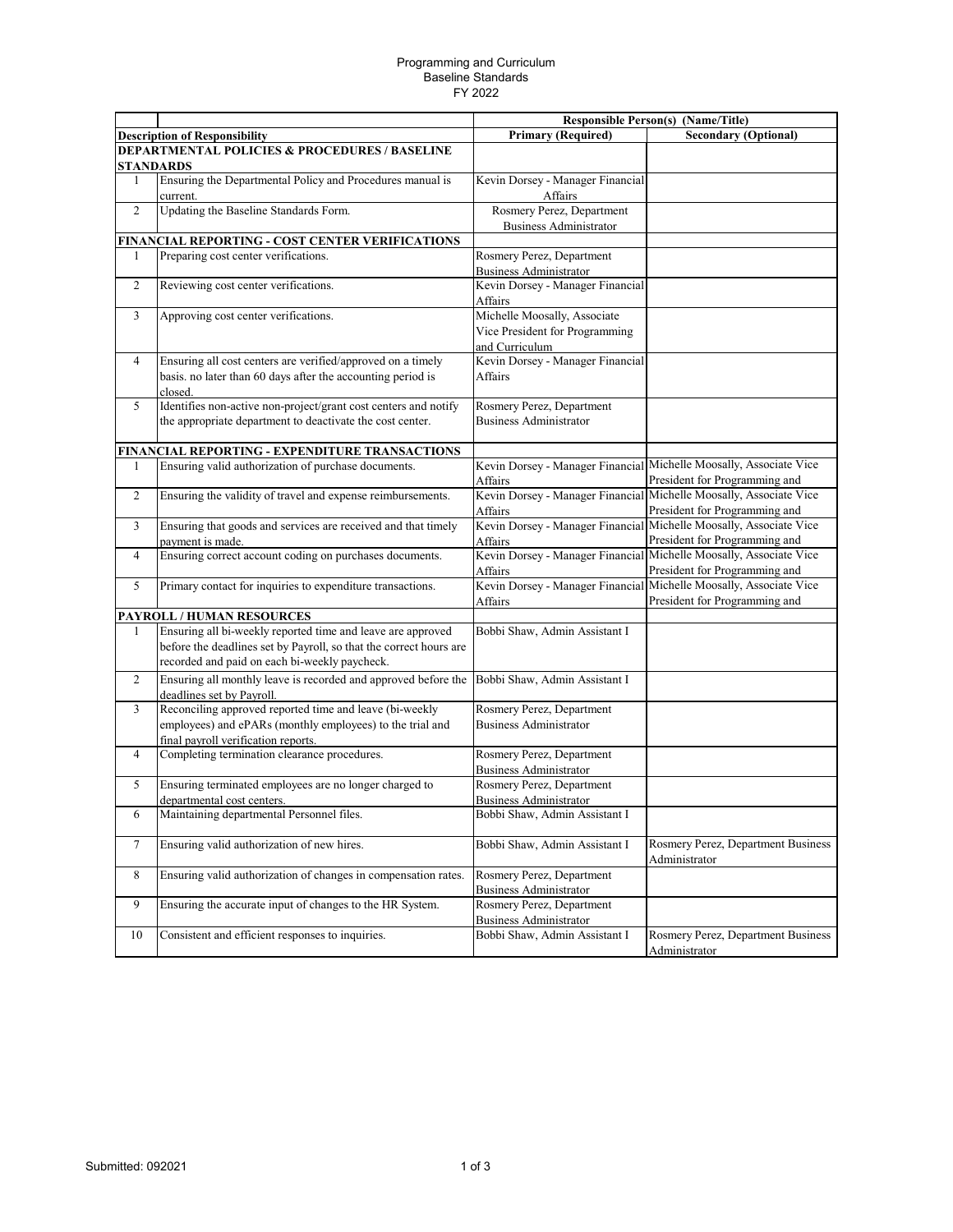Programming and Curriculum
Baseline Standards
FY 2022

| | | Responsible Person(s) (Name/Title) | |
|---|---|---|---|
| **Description of Responsibility** | | **Primary (Required)** | **Secondary (Optional)** |
| **DEPARTMENTAL POLICIES & PROCEDURES / BASELINE STANDARDS** | | | |
| 1 | Ensuring the Departmental Policy and Procedures manual is current. | Kevin Dorsey - Manager Financial Affairs | |
| 2 | Updating the Baseline Standards Form. | Rosmery Perez, Department Business Administrator | |
| **FINANCIAL REPORTING - COST CENTER VERIFICATIONS** | | | |
| 1 | Preparing cost center verifications. | Rosmery Perez, Department Business Administrator | |
| 2 | Reviewing cost center verifications. | Kevin Dorsey - Manager Financial Affairs | |
| 3 | Approving cost center verifications. | Michelle Moosally, Associate Vice President for Programming and Curriculum | |
| 4 | Ensuring all cost centers are verified/approved on a timely basis. no later than 60 days after the accounting period is closed. | Kevin Dorsey - Manager Financial Affairs | |
| 5 | Identifies non-active non-project/grant cost centers and notify the appropriate department to deactivate the cost center. | Rosmery Perez, Department Business Administrator | |
| **FINANCIAL REPORTING - EXPENDITURE TRANSACTIONS** | | | |
| 1 | Ensuring valid authorization of purchase documents. | Kevin Dorsey - Manager Financial Affairs | Michelle Moosally, Associate Vice President for Programming and |
| 2 | Ensuring the validity of travel and expense reimbursements. | Kevin Dorsey - Manager Financial Affairs | Michelle Moosally, Associate Vice President for Programming and |
| 3 | Ensuring that goods and services are received and that timely payment is made. | Kevin Dorsey - Manager Financial Affairs | Michelle Moosally, Associate Vice President for Programming and |
| 4 | Ensuring correct account coding on purchases documents. | Kevin Dorsey - Manager Financial Affairs | Michelle Moosally, Associate Vice President for Programming and |
| 5 | Primary contact for inquiries to expenditure transactions. | Kevin Dorsey - Manager Financial Affairs | Michelle Moosally, Associate Vice President for Programming and |
| **PAYROLL / HUMAN RESOURCES** | | | |
| 1 | Ensuring all bi-weekly reported time and leave are approved before the deadlines set by Payroll, so that the correct hours are recorded and paid on each bi-weekly paycheck. | Bobbi Shaw, Admin Assistant I | |
| 2 | Ensuring all monthly leave is recorded and approved before the deadlines set by Payroll. | Bobbi Shaw, Admin Assistant I | |
| 3 | Reconciling approved reported time and leave (bi-weekly employees) and ePARs (monthly employees) to the trial and final payroll verification reports. | Rosmery Perez, Department Business Administrator | |
| 4 | Completing termination clearance procedures. | Rosmery Perez, Department Business Administrator | |
| 5 | Ensuring terminated employees are no longer charged to departmental cost centers. | Rosmery Perez, Department Business Administrator | |
| 6 | Maintaining departmental Personnel files. | Bobbi Shaw, Admin Assistant I | |
| 7 | Ensuring valid authorization of new hires. | Bobbi Shaw, Admin Assistant I | Rosmery Perez, Department Business Administrator |
| 8 | Ensuring valid authorization of changes in compensation rates. | Rosmery Perez, Department Business Administrator | |
| 9 | Ensuring the accurate input of changes to the HR System. | Rosmery Perez, Department Business Administrator | |
| 10 | Consistent and efficient responses to inquiries. | Bobbi Shaw, Admin Assistant I | Rosmery Perez, Department Business Administrator |

Submitted: 092021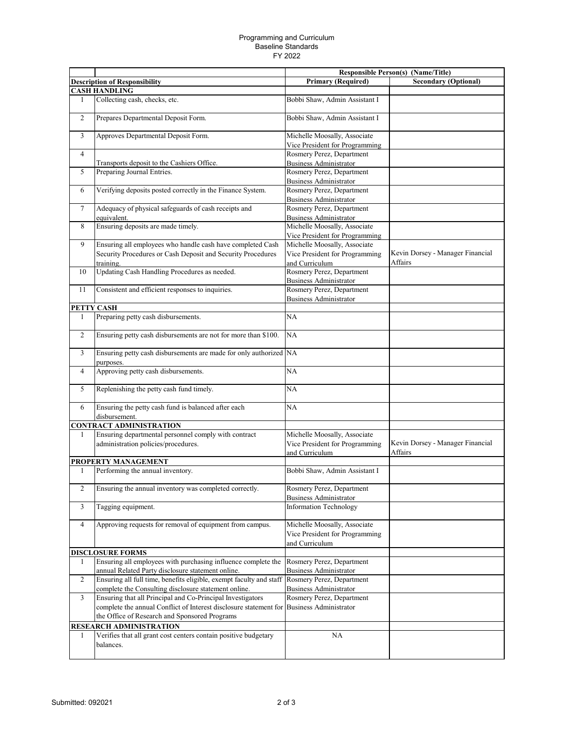Programming and Curriculum
Baseline Standards
FY 2022

| | | Responsible Person(s) (Name/Title) | |
|---|---|---|---|
| **Description of Responsibility** | | **Primary (Required)** | **Secondary (Optional)** |
| **CASH HANDLING** | | | |
| 1 | Collecting cash, checks, etc. | Bobbi Shaw, Admin Assistant I | |
| 2 | Prepares Departmental Deposit Form. | Bobbi Shaw, Admin Assistant I | |
| 3 | Approves Departmental Deposit Form. | Michelle Moosally, Associate Vice President for Programming | |
| 4 | Transports deposit to the Cashiers Office. | Rosmery Perez, Department Business Administrator | |
| 5 | Preparing Journal Entries. | Rosmery Perez, Department Business Administrator | |
| 6 | Verifying deposits posted correctly in the Finance System. | Rosmery Perez, Department Business Administrator | |
| 7 | Adequacy of physical safeguards of cash receipts and equivalent. | Rosmery Perez, Department Business Administrator | |
| 8 | Ensuring deposits are made timely. | Michelle Moosally, Associate Vice President for Programming | |
| 9 | Ensuring all employees who handle cash have completed Cash Security Procedures or Cash Deposit and Security Procedures training. | Michelle Moosally, Associate Vice President for Programming and Curriculum | Kevin Dorsey - Manager Financial Affairs |
| 10 | Updating Cash Handling Procedures as needed. | Rosmery Perez, Department Business Administrator | |
| 11 | Consistent and efficient responses to inquiries. | Rosmery Perez, Department Business Administrator | |
| **PETTY CASH** | | | |
| 1 | Preparing petty cash disbursements. | NA | |
| 2 | Ensuring petty cash disbursements are not for more than $100. | NA | |
| 3 | Ensuring petty cash disbursements are made for only authorized purposes. | NA | |
| 4 | Approving petty cash disbursements. | NA | |
| 5 | Replenishing the petty cash fund timely. | NA | |
| 6 | Ensuring the petty cash fund is balanced after each disbursement. | NA | |
| **CONTRACT ADMINISTRATION** | | | |
| 1 | Ensuring departmental personnel comply with contract administration policies/procedures. | Michelle Moosally, Associate Vice President for Programming and Curriculum | Kevin Dorsey - Manager Financial Affairs |
| **PROPERTY MANAGEMENT** | | | |
| 1 | Performing the annual inventory. | Bobbi Shaw, Admin Assistant I | |
| 2 | Ensuring the annual inventory was completed correctly. | Rosmery Perez, Department Business Administrator | |
| 3 | Tagging equipment. | Information Technology | |
| 4 | Approving requests for removal of equipment from campus. | Michelle Moosally, Associate Vice President for Programming and Curriculum | |
| **DISCLOSURE FORMS** | | | |
| 1 | Ensuring all employees with purchasing influence complete the annual Related Party disclosure statement online. | Rosmery Perez, Department Business Administrator | |
| 2 | Ensuring all full time, benefits eligible, exempt faculty and staff complete the Consulting disclosure statement online. | Rosmery Perez, Department Business Administrator | |
| 3 | Ensuring that all Principal and Co-Principal Investigators complete the annual Conflict of Interest disclosure statement for the Office of Research and Sponsored Programs | Rosmery Perez, Department Business Administrator | |
| **RESEARCH ADMINISTRATION** | | | |
| 1 | Verifies that all grant cost centers contain positive budgetary balances. | NA | |

Submitted: 092021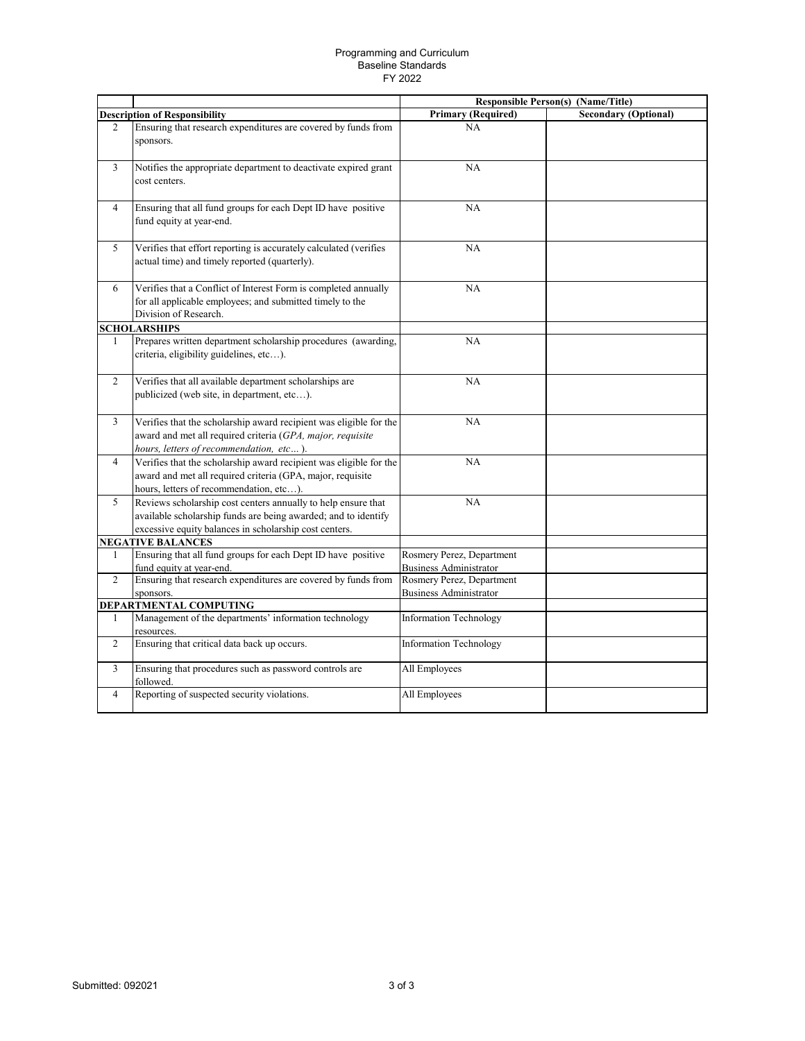Programming and Curriculum
Baseline Standards
FY 2022

| | | Responsible Person(s) (Name/Title) | |
|---|---|---|---|
| **Description of Responsibility** | | **Primary (Required)** | **Secondary (Optional)** |
| 2 | Ensuring that research expenditures are covered by funds from sponsors. | NA | |
| 3 | Notifies the appropriate department to deactivate expired grant cost centers. | NA | |
| 4 | Ensuring that all fund groups for each Dept ID have positive fund equity at year-end. | NA | |
| 5 | Verifies that effort reporting is accurately calculated (verifies actual time) and timely reported (quarterly). | NA | |
| 6 | Verifies that a Conflict of Interest Form is completed annually for all applicable employees; and submitted timely to the Division of Research. | NA | |
| **SCHOLARSHIPS** | | | |
| 1 | Prepares written department scholarship procedures (awarding, criteria, eligibility guidelines, etc…). | NA | |
| 2 | Verifies that all available department scholarships are publicized (web site, in department, etc…). | NA | |
| 3 | Verifies that the scholarship award recipient was eligible for the award and met all required criteria (*GPA, major, requisite hours, letters of recommendation, etc…*). | NA | |
| 4 | Verifies that the scholarship award recipient was eligible for the award and met all required criteria (GPA, major, requisite hours, letters of recommendation, etc…). | NA | |
| 5 | Reviews scholarship cost centers annually to help ensure that available scholarship funds are being awarded; and to identify excessive equity balances in scholarship cost centers. | NA | |
| **NEGATIVE BALANCES** | | | |
| 1 | Ensuring that all fund groups for each Dept ID have positive fund equity at year-end. | Rosmery Perez, Department Business Administrator | |
| 2 | Ensuring that research expenditures are covered by funds from sponsors. | Rosmery Perez, Department Business Administrator | |
| **DEPARTMENTAL COMPUTING** | | | |
| 1 | Management of the departments' information technology resources. | Information Technology | |
| 2 | Ensuring that critical data back up occurs. | Information Technology | |
| 3 | Ensuring that procedures such as password controls are followed. | All Employees | |
| 4 | Reporting of suspected security violations. | All Employees | |

Submitted: 092021